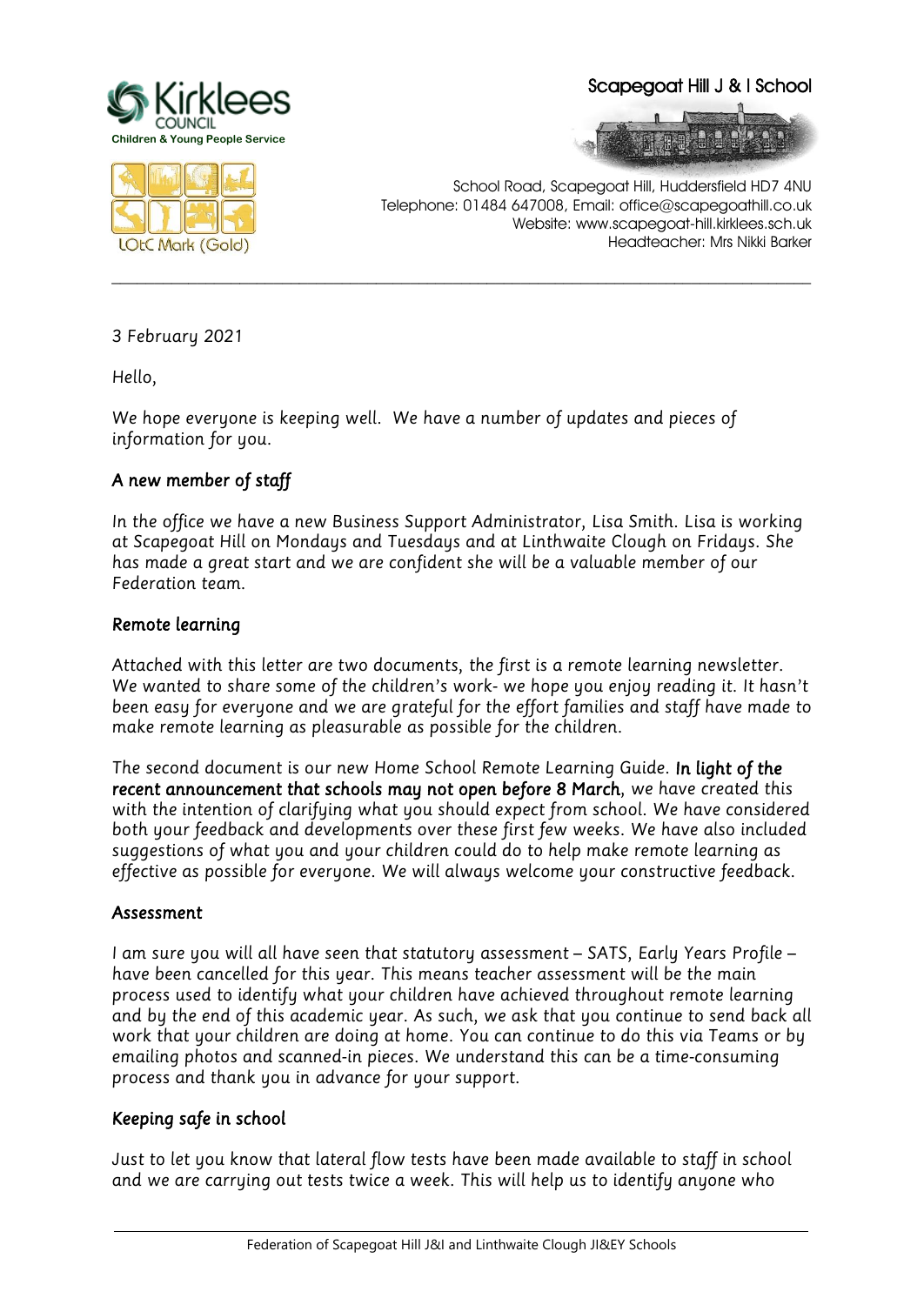Kirklees COUNCIL
Children & Young People Service

LOtC Mark (Gold)

Scapegoat Hill J & I School

School Road, Scapegoat Hill, Huddersfield HD7 4NU
Telephone: 01484 647008, Email: office@scapegoathill.co.uk
Website: www.scapegoat-hill.kirklees.sch.uk
Headteacher: Mrs Nikki Barker

---

3 February 2021

Hello,

We hope everyone is keeping well. We have a number of updates and pieces of information for you.

## A new member of staff

In the office we have a new Business Support Administrator, Lisa Smith. Lisa is working at Scapegoat Hill on Mondays and Tuesdays and at Linthwaite Clough on Fridays. She has made a great start and we are confident she will be a valuable member of our Federation team.

## Remote learning

Attached with this letter are two documents, the first is a remote learning newsletter. We wanted to share some of the children's work- we hope you enjoy reading it. It hasn't been easy for everyone and we are grateful for the effort families and staff have made to make remote learning as pleasurable as possible for the children.

The second document is our new Home School Remote Learning Guide. **In light of the recent announcement that schools may not open before 8 March**, we have created this with the intention of clarifying what you should expect from school. We have considered both your feedback and developments over these first few weeks. We have also included suggestions of what you and your children could do to help make remote learning as effective as possible for everyone. We will always welcome your constructive feedback.

## Assessment

I am sure you will all have seen that statutory assessment – SATS, Early Years Profile – have been cancelled for this year. This means teacher assessment will be the main process used to identify what your children have achieved throughout remote learning and by the end of this academic year. As such, we ask that you continue to send back all work that your children are doing at home. You can continue to do this via Teams or by emailing photos and scanned-in pieces. We understand this can be a time-consuming process and thank you in advance for your support.

## Keeping safe in school

Just to let you know that lateral flow tests have been made available to staff in school and we are carrying out tests twice a week. This will help us to identify anyone who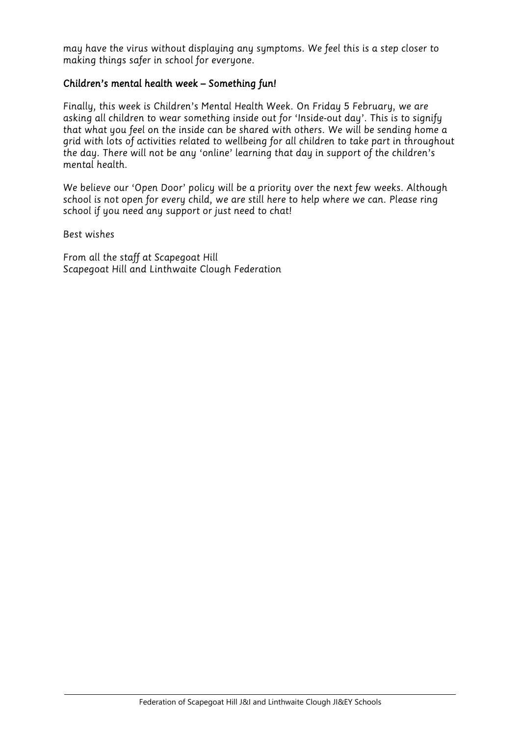may have the virus without displaying any symptoms. We feel this is a step closer to making things safer in school for everyone.

**Children's mental health week – Something fun!**

Finally, this week is Children's Mental Health Week. On Friday 5 February, we are asking all children to wear something inside out for 'Inside-out day'. This is to signify that what you feel on the inside can be shared with others. We will be sending home a grid with lots of activities related to wellbeing for all children to take part in throughout the day. There will not be any 'online' learning that day in support of the children's mental health.

We believe our 'Open Door' policy will be a priority over the next few weeks. Although school is not open for every child, we are still here to help where we can. Please ring school if you need any support or just need to chat!

Best wishes

From all the staff at Scapegoat Hill
Scapegoat Hill and Linthwaite Clough Federation